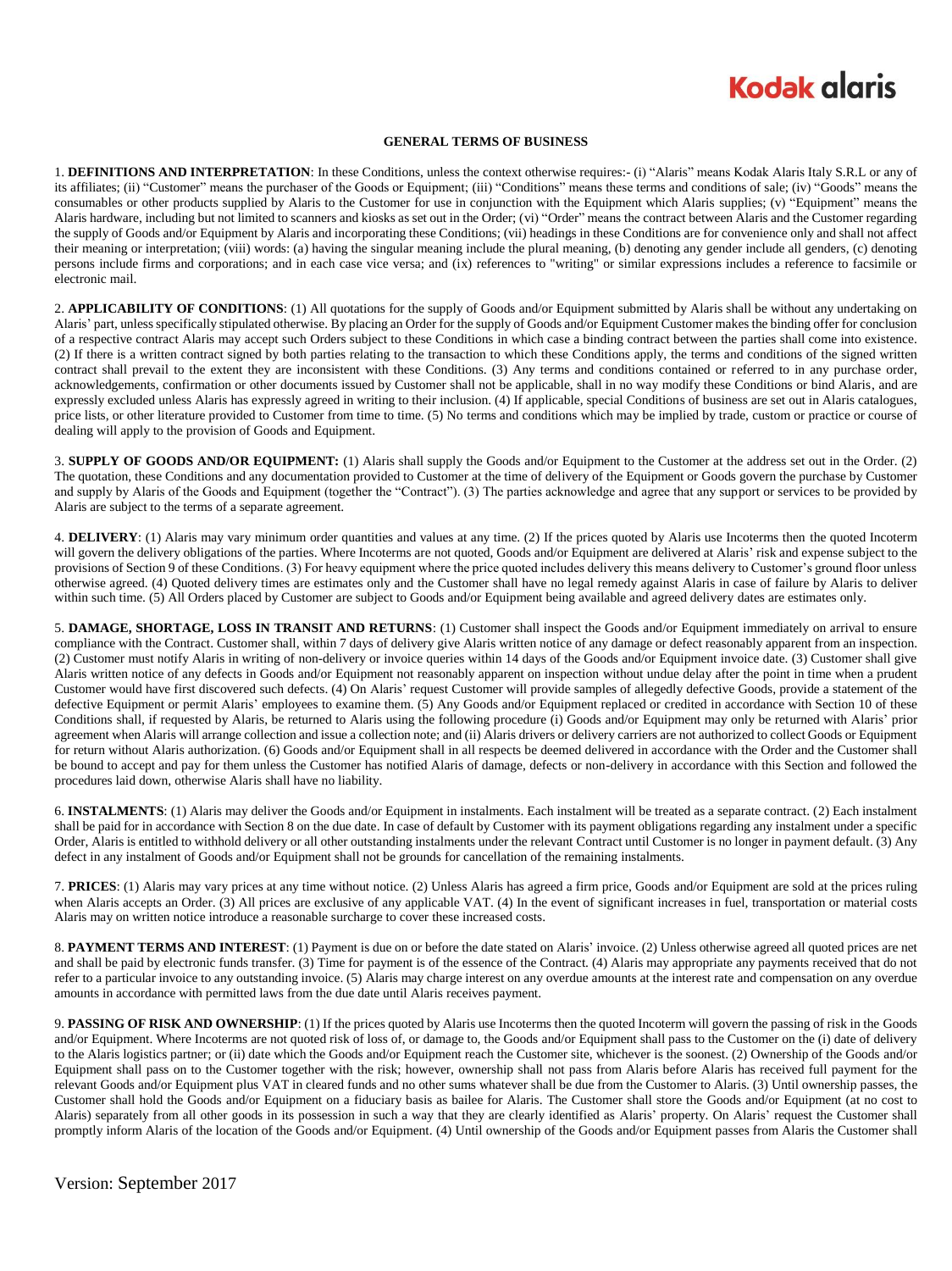# GENERAL TERMS OF BUSINESS

1. **DEFINITIONS AND INTERPRETATION**: In these Conditions, unless the context otherwise requires:- (i) "Alaris" means Kodak Alaris Italy S.R.L or any of its affiliates; (ii) "Customer" means the purchaser of the Goods or Equipment; (iii) "Conditions" means these terms and conditions of sale; (iv) "Goods" means the consumables or other products supplied by Alaris to the Customer for use in conjunction with the Equipment which Alaris supplies; (v) "Equipment" means the Alaris hardware, including but not limited to scanners and kiosks as set out in the Order; (vi) "Order" means the contract between Alaris and the Customer regarding the supply of Goods and/or Equipment by Alaris and incorporating these Conditions; (vii) headings in these Conditions are for convenience only and shall not affect their meaning or interpretation; (viii) words: (a) having the singular meaning include the plural meaning, (b) denoting any gender include all genders, (c) denoting persons include firms and corporations; and in each case vice versa; and (ix) references to "writing" or similar expressions includes a reference to facsimile or electronic mail.

2. **APPLICABILITY OF CONDITIONS**: (1) All quotations for the supply of Goods and/or Equipment submitted by Alaris shall be without any undertaking on Alaris' part, unless specifically stipulated otherwise. By placing an Order for the supply of Goods and/or Equipment Customer makes the binding offer for conclusion of a respective contract Alaris may accept such Orders subject to these Conditions in which case a binding contract between the parties shall come into existence. (2) If there is a written contract signed by both parties relating to the transaction to which these Conditions apply, the terms and conditions of the signed written contract shall prevail to the extent they are inconsistent with these Conditions. (3) Any terms and conditions contained or referred to in any purchase order, acknowledgements, confirmation or other documents issued by Customer shall not be applicable, shall in no way modify these Conditions or bind Alaris, and are expressly excluded unless Alaris has expressly agreed in writing to their inclusion. (4) If applicable, special Conditions of business are set out in Alaris catalogues, price lists, or other literature provided to Customer from time to time. (5) No terms and conditions which may be implied by trade, custom or practice or course of dealing will apply to the provision of Goods and Equipment.

3. **SUPPLY OF GOODS AND/OR EQUIPMENT:** (1) Alaris shall supply the Goods and/or Equipment to the Customer at the address set out in the Order. (2) The quotation, these Conditions and any documentation provided to Customer at the time of delivery of the Equipment or Goods govern the purchase by Customer and supply by Alaris of the Goods and Equipment (together the "Contract"). (3) The parties acknowledge and agree that any support or services to be provided by Alaris are subject to the terms of a separate agreement.

4. **DELIVERY**: (1) Alaris may vary minimum order quantities and values at any time. (2) If the prices quoted by Alaris use Incoterms then the quoted Incoterm will govern the delivery obligations of the parties. Where Incoterms are not quoted, Goods and/or Equipment are delivered at Alaris' risk and expense subject to the provisions of Section 9 of these Conditions. (3) For heavy equipment where the price quoted includes delivery this means delivery to Customer's ground floor unless otherwise agreed. (4) Quoted delivery times are estimates only and the Customer shall have no legal remedy against Alaris in case of failure by Alaris to deliver within such time. (5) All Orders placed by Customer are subject to Goods and/or Equipment being available and agreed delivery dates are estimates only.

5. **DAMAGE, SHORTAGE, LOSS IN TRANSIT AND RETURNS**: (1) Customer shall inspect the Goods and/or Equipment immediately on arrival to ensure compliance with the Contract. Customer shall, within 7 days of delivery give Alaris written notice of any damage or defect reasonably apparent from an inspection. (2) Customer must notify Alaris in writing of non-delivery or invoice queries within 14 days of the Goods and/or Equipment invoice date. (3) Customer shall give Alaris written notice of any defects in Goods and/or Equipment not reasonably apparent on inspection without undue delay after the point in time when a prudent Customer would have first discovered such defects. (4) On Alaris' request Customer will provide samples of allegedly defective Goods, provide a statement of the defective Equipment or permit Alaris' employees to examine them. (5) Any Goods and/or Equipment replaced or credited in accordance with Section 10 of these Conditions shall, if requested by Alaris, be returned to Alaris using the following procedure (i) Goods and/or Equipment may only be returned with Alaris' prior agreement when Alaris will arrange collection and issue a collection note; and (ii) Alaris drivers or delivery carriers are not authorized to collect Goods or Equipment for return without Alaris authorization. (6) Goods and/or Equipment shall in all respects be deemed delivered in accordance with the Order and the Customer shall be bound to accept and pay for them unless the Customer has notified Alaris of damage, defects or non-delivery in accordance with this Section and followed the procedures laid down, otherwise Alaris shall have no liability.

6. **INSTALMENTS**: (1) Alaris may deliver the Goods and/or Equipment in instalments. Each instalment will be treated as a separate contract. (2) Each instalment shall be paid for in accordance with Section 8 on the due date. In case of default by Customer with its payment obligations regarding any instalment under a specific Order, Alaris is entitled to withhold delivery or all other outstanding instalments under the relevant Contract until Customer is no longer in payment default. (3) Any defect in any instalment of Goods and/or Equipment shall not be grounds for cancellation of the remaining instalments.

7. **PRICES**: (1) Alaris may vary prices at any time without notice. (2) Unless Alaris has agreed a firm price, Goods and/or Equipment are sold at the prices ruling when Alaris accepts an Order. (3) All prices are exclusive of any applicable VAT. (4) In the event of significant increases in fuel, transportation or material costs Alaris may on written notice introduce a reasonable surcharge to cover these increased costs.

8. **PAYMENT TERMS AND INTEREST**: (1) Payment is due on or before the date stated on Alaris' invoice. (2) Unless otherwise agreed all quoted prices are net and shall be paid by electronic funds transfer. (3) Time for payment is of the essence of the Contract. (4) Alaris may appropriate any payments received that do not refer to a particular invoice to any outstanding invoice. (5) Alaris may charge interest on any overdue amounts at the interest rate and compensation on any overdue amounts in accordance with permitted laws from the due date until Alaris receives payment.

9. **PASSING OF RISK AND OWNERSHIP**: (1) If the prices quoted by Alaris use Incoterms then the quoted Incoterm will govern the passing of risk in the Goods and/or Equipment. Where Incoterms are not quoted risk of loss of, or damage to, the Goods and/or Equipment shall pass to the Customer on the (i) date of delivery to the Alaris logistics partner; or (ii) date which the Goods and/or Equipment reach the Customer site, whichever is the soonest. (2) Ownership of the Goods and/or Equipment shall pass on to the Customer together with the risk; however, ownership shall not pass from Alaris before Alaris has received full payment for the relevant Goods and/or Equipment plus VAT in cleared funds and no other sums whatever shall be due from the Customer to Alaris. (3) Until ownership passes, the Customer shall hold the Goods and/or Equipment on a fiduciary basis as bailee for Alaris. The Customer shall store the Goods and/or Equipment (at no cost to Alaris) separately from all other goods in its possession in such a way that they are clearly identified as Alaris' property. On Alaris' request the Customer shall promptly inform Alaris of the location of the Goods and/or Equipment. (4) Until ownership of the Goods and/or Equipment passes from Alaris the Customer shall

Version: September 2017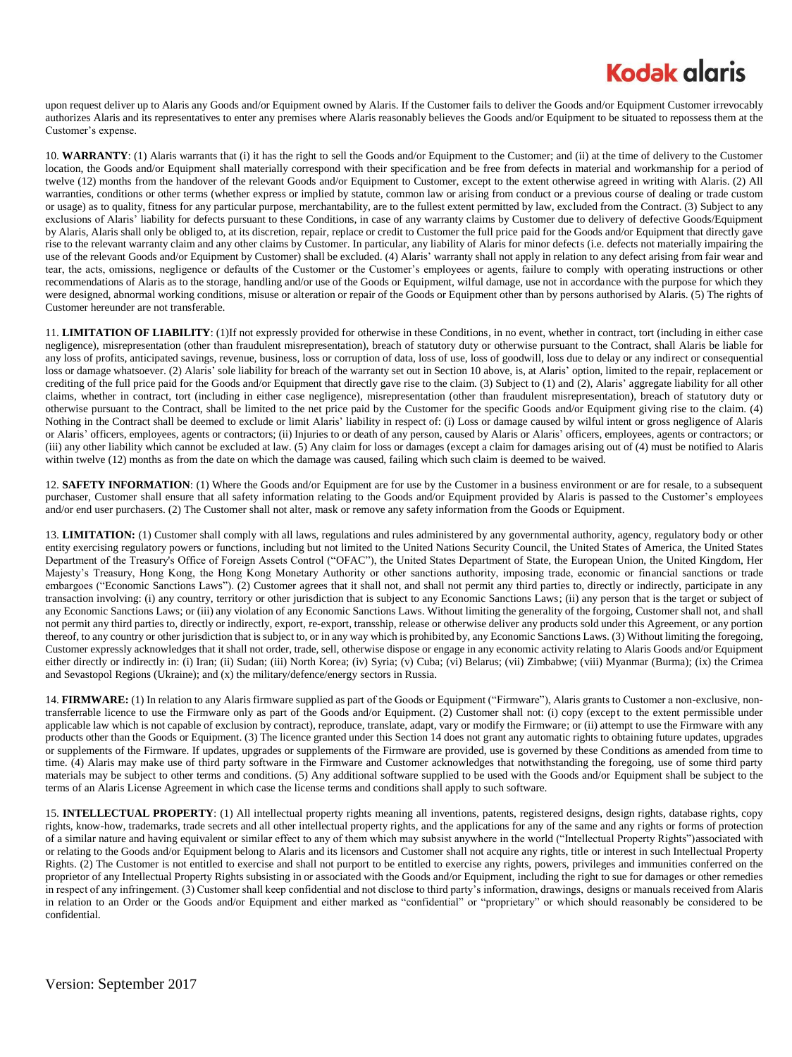upon request deliver up to Alaris any Goods and/or Equipment owned by Alaris. If the Customer fails to deliver the Goods and/or Equipment Customer irrevocably authorizes Alaris and its representatives to enter any premises where Alaris reasonably believes the Goods and/or Equipment to be situated to repossess them at the Customer's expense.

10. **WARRANTY**: (1) Alaris warrants that (i) it has the right to sell the Goods and/or Equipment to the Customer; and (ii) at the time of delivery to the Customer location, the Goods and/or Equipment shall materially correspond with their specification and be free from defects in material and workmanship for a period of twelve (12) months from the handover of the relevant Goods and/or Equipment to Customer, except to the extent otherwise agreed in writing with Alaris. (2) All warranties, conditions or other terms (whether express or implied by statute, common law or arising from conduct or a previous course of dealing or trade custom or usage) as to quality, fitness for any particular purpose, merchantability, are to the fullest extent permitted by law, excluded from the Contract. (3) Subject to any exclusions of Alaris' liability for defects pursuant to these Conditions, in case of any warranty claims by Customer due to delivery of defective Goods/Equipment by Alaris, Alaris shall only be obliged to, at its discretion, repair, replace or credit to Customer the full price paid for the Goods and/or Equipment that directly gave rise to the relevant warranty claim and any other claims by Customer. In particular, any liability of Alaris for minor defects (i.e. defects not materially impairing the use of the relevant Goods and/or Equipment by Customer) shall be excluded. (4) Alaris' warranty shall not apply in relation to any defect arising from fair wear and tear, the acts, omissions, negligence or defaults of the Customer or the Customer's employees or agents, failure to comply with operating instructions or other recommendations of Alaris as to the storage, handling and/or use of the Goods or Equipment, wilful damage, use not in accordance with the purpose for which they were designed, abnormal working conditions, misuse or alteration or repair of the Goods or Equipment other than by persons authorised by Alaris. (5) The rights of Customer hereunder are not transferable.

11. **LIMITATION OF LIABILITY**: (1)If not expressly provided for otherwise in these Conditions, in no event, whether in contract, tort (including in either case negligence), misrepresentation (other than fraudulent misrepresentation), breach of statutory duty or otherwise pursuant to the Contract, shall Alaris be liable for any loss of profits, anticipated savings, revenue, business, loss or corruption of data, loss of use, loss of goodwill, loss due to delay or any indirect or consequential loss or damage whatsoever. (2) Alaris' sole liability for breach of the warranty set out in Section 10 above, is, at Alaris' option, limited to the repair, replacement or crediting of the full price paid for the Goods and/or Equipment that directly gave rise to the claim. (3) Subject to (1) and (2), Alaris' aggregate liability for all other claims, whether in contract, tort (including in either case negligence), misrepresentation (other than fraudulent misrepresentation), breach of statutory duty or otherwise pursuant to the Contract, shall be limited to the net price paid by the Customer for the specific Goods and/or Equipment giving rise to the claim. (4) Nothing in the Contract shall be deemed to exclude or limit Alaris' liability in respect of: (i) Loss or damage caused by wilful intent or gross negligence of Alaris or Alaris' officers, employees, agents or contractors; (ii) Injuries to or death of any person, caused by Alaris or Alaris' officers, employees, agents or contractors; or (iii) any other liability which cannot be excluded at law. (5) Any claim for loss or damages (except a claim for damages arising out of (4) must be notified to Alaris within twelve (12) months as from the date on which the damage was caused, failing which such claim is deemed to be waived.

12. **SAFETY INFORMATION**: (1) Where the Goods and/or Equipment are for use by the Customer in a business environment or are for resale, to a subsequent purchaser, Customer shall ensure that all safety information relating to the Goods and/or Equipment provided by Alaris is passed to the Customer's employees and/or end user purchasers. (2) The Customer shall not alter, mask or remove any safety information from the Goods or Equipment.

13. **LIMITATION:** (1) Customer shall comply with all laws, regulations and rules administered by any governmental authority, agency, regulatory body or other entity exercising regulatory powers or functions, including but not limited to the United Nations Security Council, the United States of America, the United States Department of the Treasury's Office of Foreign Assets Control ("OFAC"), the United States Department of State, the European Union, the United Kingdom, Her Majesty's Treasury, Hong Kong, the Hong Kong Monetary Authority or other sanctions authority, imposing trade, economic or financial sanctions or trade embargoes ("Economic Sanctions Laws"). (2) Customer agrees that it shall not, and shall not permit any third parties to, directly or indirectly, participate in any transaction involving: (i) any country, territory or other jurisdiction that is subject to any Economic Sanctions Laws; (ii) any person that is the target or subject of any Economic Sanctions Laws; or (iii) any violation of any Economic Sanctions Laws. Without limiting the generality of the forgoing, Customer shall not, and shall not permit any third parties to, directly or indirectly, export, re-export, transship, release or otherwise deliver any products sold under this Agreement, or any portion thereof, to any country or other jurisdiction that is subject to, or in any way which is prohibited by, any Economic Sanctions Laws. (3) Without limiting the foregoing, Customer expressly acknowledges that it shall not order, trade, sell, otherwise dispose or engage in any economic activity relating to Alaris Goods and/or Equipment either directly or indirectly in: (i) Iran; (ii) Sudan; (iii) North Korea; (iv) Syria; (v) Cuba; (vi) Belarus; (vii) Zimbabwe; (viii) Myanmar (Burma); (ix) the Crimea and Sevastopol Regions (Ukraine); and (x) the military/defence/energy sectors in Russia.

14. **FIRMWARE:** (1) In relation to any Alaris firmware supplied as part of the Goods or Equipment ("Firmware"), Alaris grants to Customer a non-exclusive, non-transferrable licence to use the Firmware only as part of the Goods and/or Equipment. (2) Customer shall not: (i) copy (except to the extent permissible under applicable law which is not capable of exclusion by contract), reproduce, translate, adapt, vary or modify the Firmware; or (ii) attempt to use the Firmware with any products other than the Goods or Equipment. (3) The licence granted under this Section 14 does not grant any automatic rights to obtaining future updates, upgrades or supplements of the Firmware. If updates, upgrades or supplements of the Firmware are provided, use is governed by these Conditions as amended from time to time. (4) Alaris may make use of third party software in the Firmware and Customer acknowledges that notwithstanding the foregoing, use of some third party materials may be subject to other terms and conditions. (5) Any additional software supplied to be used with the Goods and/or Equipment shall be subject to the terms of an Alaris License Agreement in which case the license terms and conditions shall apply to such software.

15. **INTELLECTUAL PROPERTY**: (1) All intellectual property rights meaning all inventions, patents, registered designs, design rights, database rights, copy rights, know-how, trademarks, trade secrets and all other intellectual property rights, and the applications for any of the same and any rights or forms of protection of a similar nature and having equivalent or similar effect to any of them which may subsist anywhere in the world ("Intellectual Property Rights")associated with or relating to the Goods and/or Equipment belong to Alaris and its licensors and Customer shall not acquire any rights, title or interest in such Intellectual Property Rights. (2) The Customer is not entitled to exercise and shall not purport to be entitled to exercise any rights, powers, privileges and immunities conferred on the proprietor of any Intellectual Property Rights subsisting in or associated with the Goods and/or Equipment, including the right to sue for damages or other remedies in respect of any infringement. (3) Customer shall keep confidential and not disclose to third party's information, drawings, designs or manuals received from Alaris in relation to an Order or the Goods and/or Equipment and either marked as "confidential" or "proprietary" or which should reasonably be considered to be confidential.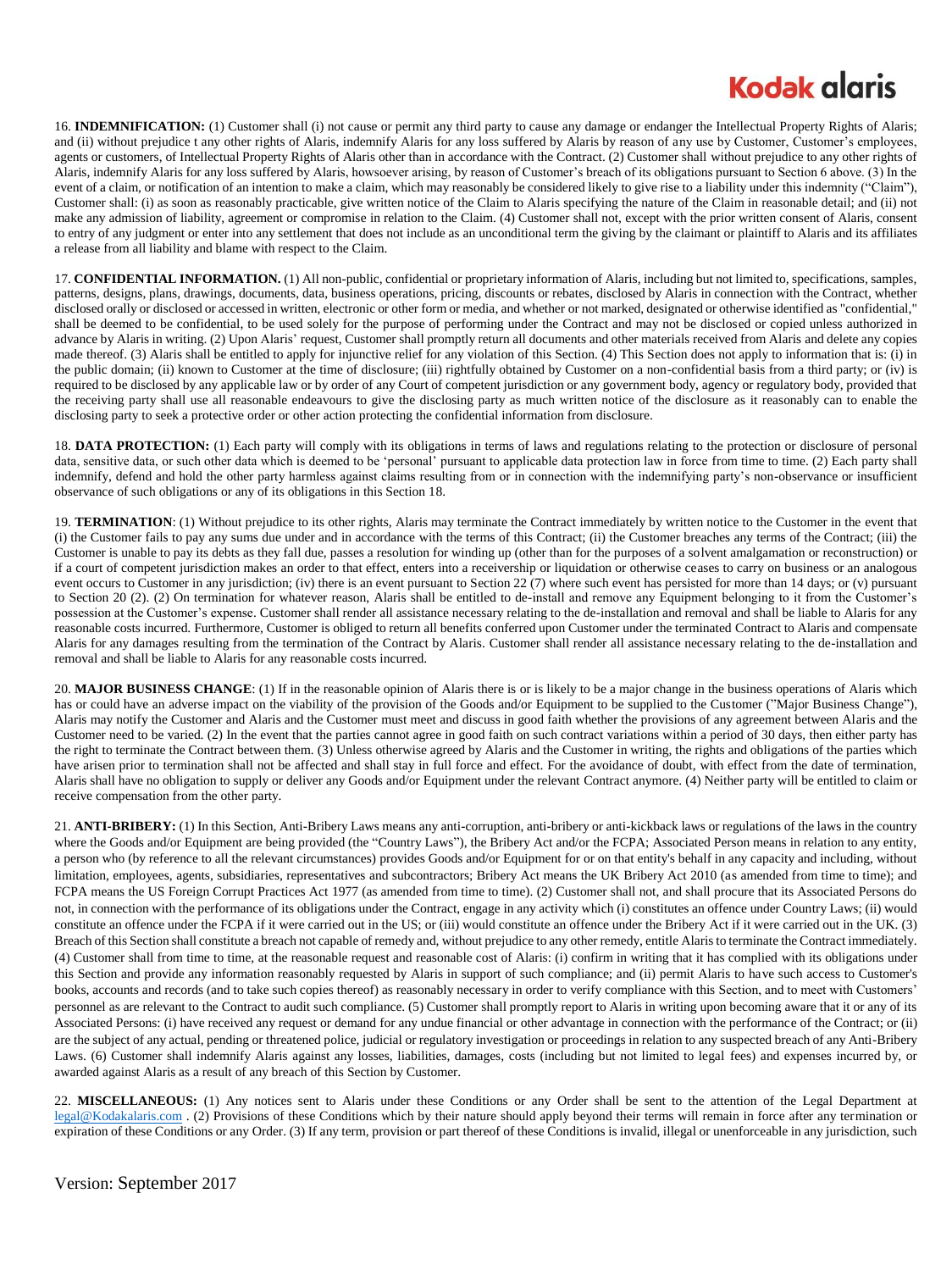16. **INDEMNIFICATION:** (1) Customer shall (i) not cause or permit any third party to cause any damage or endanger the Intellectual Property Rights of Alaris; and (ii) without prejudice t any other rights of Alaris, indemnify Alaris for any loss suffered by Alaris by reason of any use by Customer, Customer's employees, agents or customers, of Intellectual Property Rights of Alaris other than in accordance with the Contract. (2) Customer shall without prejudice to any other rights of Alaris, indemnify Alaris for any loss suffered by Alaris, howsoever arising, by reason of Customer's breach of its obligations pursuant to Section 6 above. (3) In the event of a claim, or notification of an intention to make a claim, which may reasonably be considered likely to give rise to a liability under this indemnity ("Claim"), Customer shall: (i) as soon as reasonably practicable, give written notice of the Claim to Alaris specifying the nature of the Claim in reasonable detail; and (ii) not make any admission of liability, agreement or compromise in relation to the Claim. (4) Customer shall not, except with the prior written consent of Alaris, consent to entry of any judgment or enter into any settlement that does not include as an unconditional term the giving by the claimant or plaintiff to Alaris and its affiliates a release from all liability and blame with respect to the Claim.

17. **CONFIDENTIAL INFORMATION.** (1) All non-public, confidential or proprietary information of Alaris, including but not limited to, specifications, samples, patterns, designs, plans, drawings, documents, data, business operations, pricing, discounts or rebates, disclosed by Alaris in connection with the Contract, whether disclosed orally or disclosed or accessed in written, electronic or other form or media, and whether or not marked, designated or otherwise identified as "confidential," shall be deemed to be confidential, to be used solely for the purpose of performing under the Contract and may not be disclosed or copied unless authorized in advance by Alaris in writing. (2) Upon Alaris' request, Customer shall promptly return all documents and other materials received from Alaris and delete any copies made thereof. (3) Alaris shall be entitled to apply for injunctive relief for any violation of this Section. (4) This Section does not apply to information that is: (i) in the public domain; (ii) known to Customer at the time of disclosure; (iii) rightfully obtained by Customer on a non-confidential basis from a third party; or (iv) is required to be disclosed by any applicable law or by order of any Court of competent jurisdiction or any government body, agency or regulatory body, provided that the receiving party shall use all reasonable endeavours to give the disclosing party as much written notice of the disclosure as it reasonably can to enable the disclosing party to seek a protective order or other action protecting the confidential information from disclosure.

18. **DATA PROTECTION:** (1) Each party will comply with its obligations in terms of laws and regulations relating to the protection or disclosure of personal data, sensitive data, or such other data which is deemed to be 'personal' pursuant to applicable data protection law in force from time to time. (2) Each party shall indemnify, defend and hold the other party harmless against claims resulting from or in connection with the indemnifying party's non-observance or insufficient observance of such obligations or any of its obligations in this Section 18.

19. **TERMINATION**: (1) Without prejudice to its other rights, Alaris may terminate the Contract immediately by written notice to the Customer in the event that (i) the Customer fails to pay any sums due under and in accordance with the terms of this Contract; (ii) the Customer breaches any terms of the Contract; (iii) the Customer is unable to pay its debts as they fall due, passes a resolution for winding up (other than for the purposes of a solvent amalgamation or reconstruction) or if a court of competent jurisdiction makes an order to that effect, enters into a receivership or liquidation or otherwise ceases to carry on business or an analogous event occurs to Customer in any jurisdiction; (iv) there is an event pursuant to Section 22 (7) where such event has persisted for more than 14 days; or (v) pursuant to Section 20 (2). (2) On termination for whatever reason, Alaris shall be entitled to de-install and remove any Equipment belonging to it from the Customer's possession at the Customer's expense. Customer shall render all assistance necessary relating to the de-installation and removal and shall be liable to Alaris for any reasonable costs incurred. Furthermore, Customer is obliged to return all benefits conferred upon Customer under the terminated Contract to Alaris and compensate Alaris for any damages resulting from the termination of the Contract by Alaris. Customer shall render all assistance necessary relating to the de-installation and removal and shall be liable to Alaris for any reasonable costs incurred.

20. **MAJOR BUSINESS CHANGE**: (1) If in the reasonable opinion of Alaris there is or is likely to be a major change in the business operations of Alaris which has or could have an adverse impact on the viability of the provision of the Goods and/or Equipment to be supplied to the Customer ("Major Business Change"), Alaris may notify the Customer and Alaris and the Customer must meet and discuss in good faith whether the provisions of any agreement between Alaris and the Customer need to be varied. (2) In the event that the parties cannot agree in good faith on such contract variations within a period of 30 days, then either party has the right to terminate the Contract between them. (3) Unless otherwise agreed by Alaris and the Customer in writing, the rights and obligations of the parties which have arisen prior to termination shall not be affected and shall stay in full force and effect. For the avoidance of doubt, with effect from the date of termination, Alaris shall have no obligation to supply or deliver any Goods and/or Equipment under the relevant Contract anymore. (4) Neither party will be entitled to claim or receive compensation from the other party.

21. **ANTI-BRIBERY:** (1) In this Section, Anti-Bribery Laws means any anti-corruption, anti-bribery or anti-kickback laws or regulations of the laws in the country where the Goods and/or Equipment are being provided (the "Country Laws"), the Bribery Act and/or the FCPA; Associated Person means in relation to any entity, a person who (by reference to all the relevant circumstances) provides Goods and/or Equipment for or on that entity's behalf in any capacity and including, without limitation, employees, agents, subsidiaries, representatives and subcontractors; Bribery Act means the UK Bribery Act 2010 (as amended from time to time); and FCPA means the US Foreign Corrupt Practices Act 1977 (as amended from time to time). (2) Customer shall not, and shall procure that its Associated Persons do not, in connection with the performance of its obligations under the Contract, engage in any activity which (i) constitutes an offence under Country Laws; (ii) would constitute an offence under the FCPA if it were carried out in the US; or (iii) would constitute an offence under the Bribery Act if it were carried out in the UK. (3) Breach of this Section shall constitute a breach not capable of remedy and, without prejudice to any other remedy, entitle Alaris to terminate the Contract immediately. (4) Customer shall from time to time, at the reasonable request and reasonable cost of Alaris: (i) confirm in writing that it has complied with its obligations under this Section and provide any information reasonably requested by Alaris in support of such compliance; and (ii) permit Alaris to have such access to Customer's books, accounts and records (and to take such copies thereof) as reasonably necessary in order to verify compliance with this Section, and to meet with Customers' personnel as are relevant to the Contract to audit such compliance. (5) Customer shall promptly report to Alaris in writing upon becoming aware that it or any of its Associated Persons: (i) have received any request or demand for any undue financial or other advantage in connection with the performance of the Contract; or (ii) are the subject of any actual, pending or threatened police, judicial or regulatory investigation or proceedings in relation to any suspected breach of any Anti-Bribery Laws. (6) Customer shall indemnify Alaris against any losses, liabilities, damages, costs (including but not limited to legal fees) and expenses incurred by, or awarded against Alaris as a result of any breach of this Section by Customer.

22. **MISCELLANEOUS:** (1) Any notices sent to Alaris under these Conditions or any Order shall be sent to the attention of the Legal Department at legal@Kodakalaris.com . (2) Provisions of these Conditions which by their nature should apply beyond their terms will remain in force after any termination or expiration of these Conditions or any Order. (3) If any term, provision or part thereof of these Conditions is invalid, illegal or unenforceable in any jurisdiction, such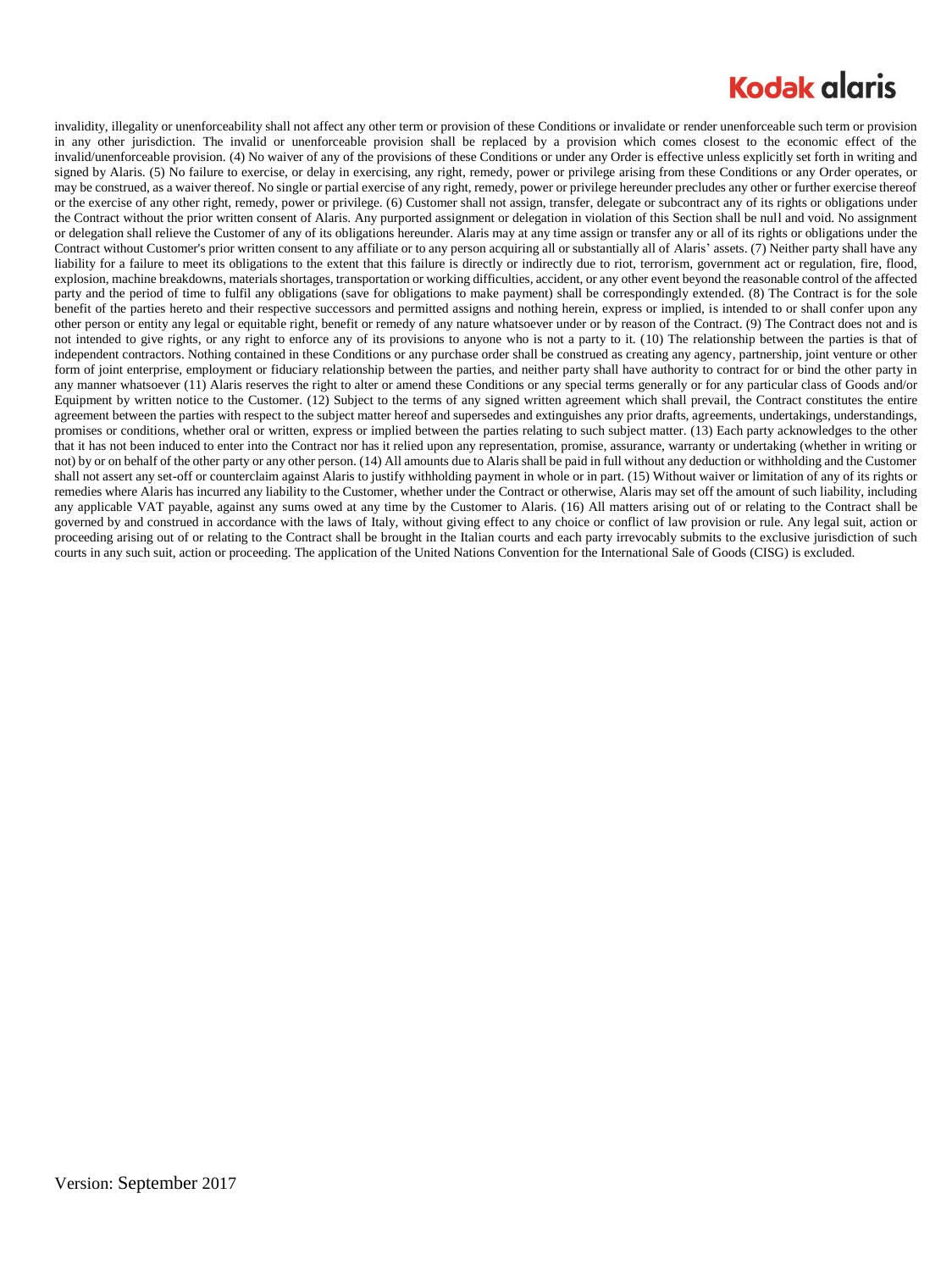invalidity, illegality or unenforceability shall not affect any other term or provision of these Conditions or invalidate or render unenforceable such term or provision in any other jurisdiction. The invalid or unenforceable provision shall be replaced by a provision which comes closest to the economic effect of the invalid/unenforceable provision. (4) No waiver of any of the provisions of these Conditions or under any Order is effective unless explicitly set forth in writing and signed by Alaris. (5) No failure to exercise, or delay in exercising, any right, remedy, power or privilege arising from these Conditions or any Order operates, or may be construed, as a waiver thereof. No single or partial exercise of any right, remedy, power or privilege hereunder precludes any other or further exercise thereof or the exercise of any other right, remedy, power or privilege. (6) Customer shall not assign, transfer, delegate or subcontract any of its rights or obligations under the Contract without the prior written consent of Alaris. Any purported assignment or delegation in violation of this Section shall be null and void. No assignment or delegation shall relieve the Customer of any of its obligations hereunder. Alaris may at any time assign or transfer any or all of its rights or obligations under the Contract without Customer's prior written consent to any affiliate or to any person acquiring all or substantially all of Alaris' assets. (7) Neither party shall have any liability for a failure to meet its obligations to the extent that this failure is directly or indirectly due to riot, terrorism, government act or regulation, fire, flood, explosion, machine breakdowns, materials shortages, transportation or working difficulties, accident, or any other event beyond the reasonable control of the affected party and the period of time to fulfil any obligations (save for obligations to make payment) shall be correspondingly extended. (8) The Contract is for the sole benefit of the parties hereto and their respective successors and permitted assigns and nothing herein, express or implied, is intended to or shall confer upon any other person or entity any legal or equitable right, benefit or remedy of any nature whatsoever under or by reason of the Contract. (9) The Contract does not and is not intended to give rights, or any right to enforce any of its provisions to anyone who is not a party to it. (10) The relationship between the parties is that of independent contractors. Nothing contained in these Conditions or any purchase order shall be construed as creating any agency, partnership, joint venture or other form of joint enterprise, employment or fiduciary relationship between the parties, and neither party shall have authority to contract for or bind the other party in any manner whatsoever (11) Alaris reserves the right to alter or amend these Conditions or any special terms generally or for any particular class of Goods and/or Equipment by written notice to the Customer. (12) Subject to the terms of any signed written agreement which shall prevail, the Contract constitutes the entire agreement between the parties with respect to the subject matter hereof and supersedes and extinguishes any prior drafts, agreements, undertakings, understandings, promises or conditions, whether oral or written, express or implied between the parties relating to such subject matter. (13) Each party acknowledges to the other that it has not been induced to enter into the Contract nor has it relied upon any representation, promise, assurance, warranty or undertaking (whether in writing or not) by or on behalf of the other party or any other person. (14) All amounts due to Alaris shall be paid in full without any deduction or withholding and the Customer shall not assert any set-off or counterclaim against Alaris to justify withholding payment in whole or in part. (15) Without waiver or limitation of any of its rights or remedies where Alaris has incurred any liability to the Customer, whether under the Contract or otherwise, Alaris may set off the amount of such liability, including any applicable VAT payable, against any sums owed at any time by the Customer to Alaris. (16) All matters arising out of or relating to the Contract shall be governed by and construed in accordance with the laws of Italy, without giving effect to any choice or conflict of law provision or rule. Any legal suit, action or proceeding arising out of or relating to the Contract shall be brought in the Italian courts and each party irrevocably submits to the exclusive jurisdiction of such courts in any such suit, action or proceeding. The application of the United Nations Convention for the International Sale of Goods (CISG) is excluded.

Version: September 2017